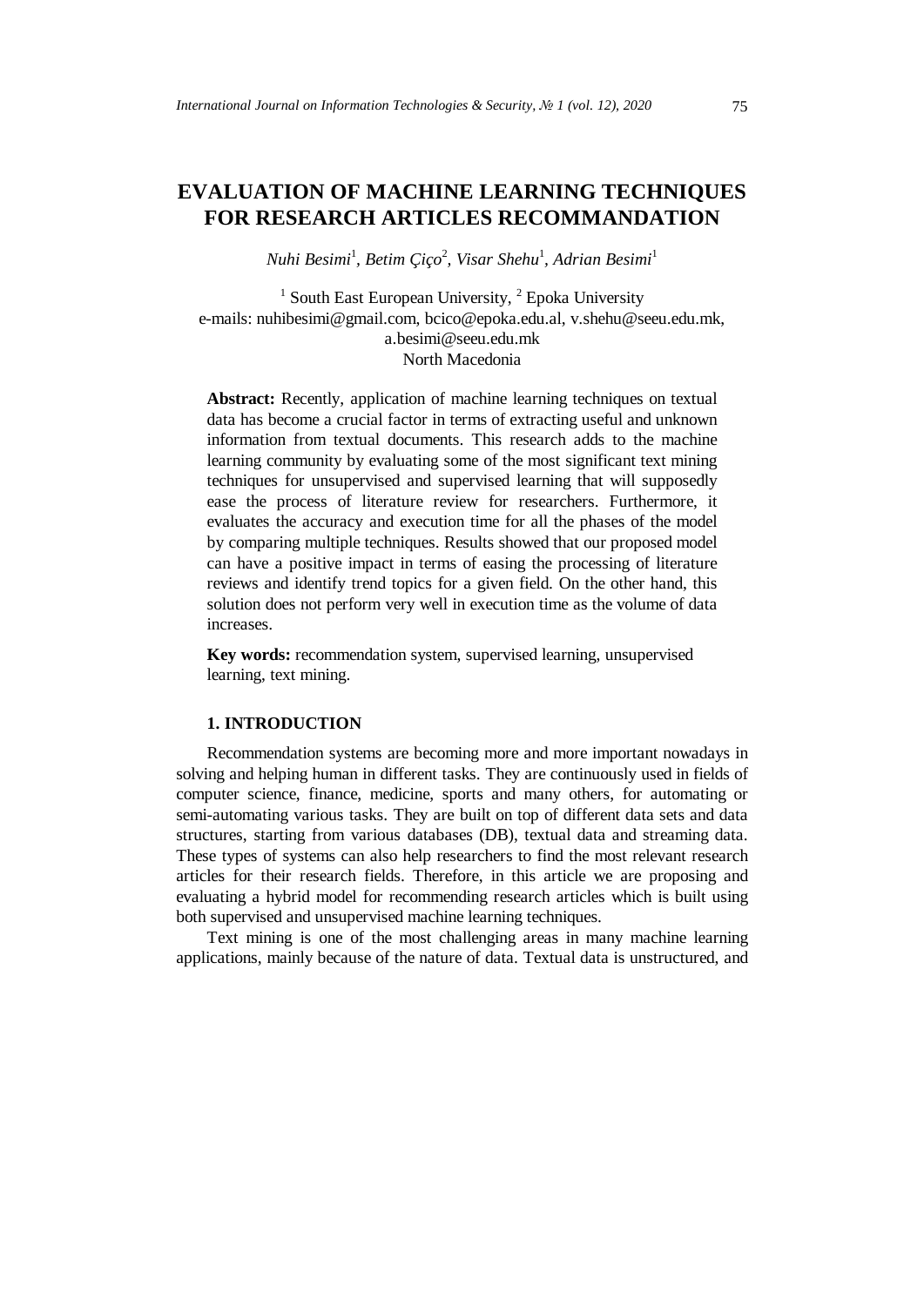# EVALUATION OF MACHINE LEARNING TECHNIQUES FOR RESEARCH ARTICLES RECOMMANDATION

*Nuhi Besimi*[1], *Betim Çiço*[2], *Visar Shehu*[1], *Adrian Besimi*[1]

[1] South East European University, [2] Epoka University
e-mails: nuhibesimi@gmail.com, bcico@epoka.edu.al, v.shehu@seeu.edu.mk, a.besimi@seeu.edu.mk
North Macedonia

**Abstract:** Recently, application of machine learning techniques on textual data has become a crucial factor in terms of extracting useful and unknown information from textual documents. This research adds to the machine learning community by evaluating some of the most significant text mining techniques for unsupervised and supervised learning that will supposedly ease the process of literature review for researchers. Furthermore, it evaluates the accuracy and execution time for all the phases of the model by comparing multiple techniques. Results showed that our proposed model can have a positive impact in terms of easing the processing of literature reviews and identify trend topics for a given field. On the other hand, this solution does not perform very well in execution time as the volume of data increases.

**Key words:** recommendation system, supervised learning, unsupervised learning, text mining.

## 1. INTRODUCTION

Recommendation systems are becoming more and more important nowadays in solving and helping human in different tasks. They are continuously used in fields of computer science, finance, medicine, sports and many others, for automating or semi-automating various tasks. They are built on top of different data sets and data structures, starting from various databases (DB), textual data and streaming data. These types of systems can also help researchers to find the most relevant research articles for their research fields. Therefore, in this article we are proposing and evaluating a hybrid model for recommending research articles which is built using both supervised and unsupervised machine learning techniques.

Text mining is one of the most challenging areas in many machine learning applications, mainly because of the nature of data. Textual data is unstructured, and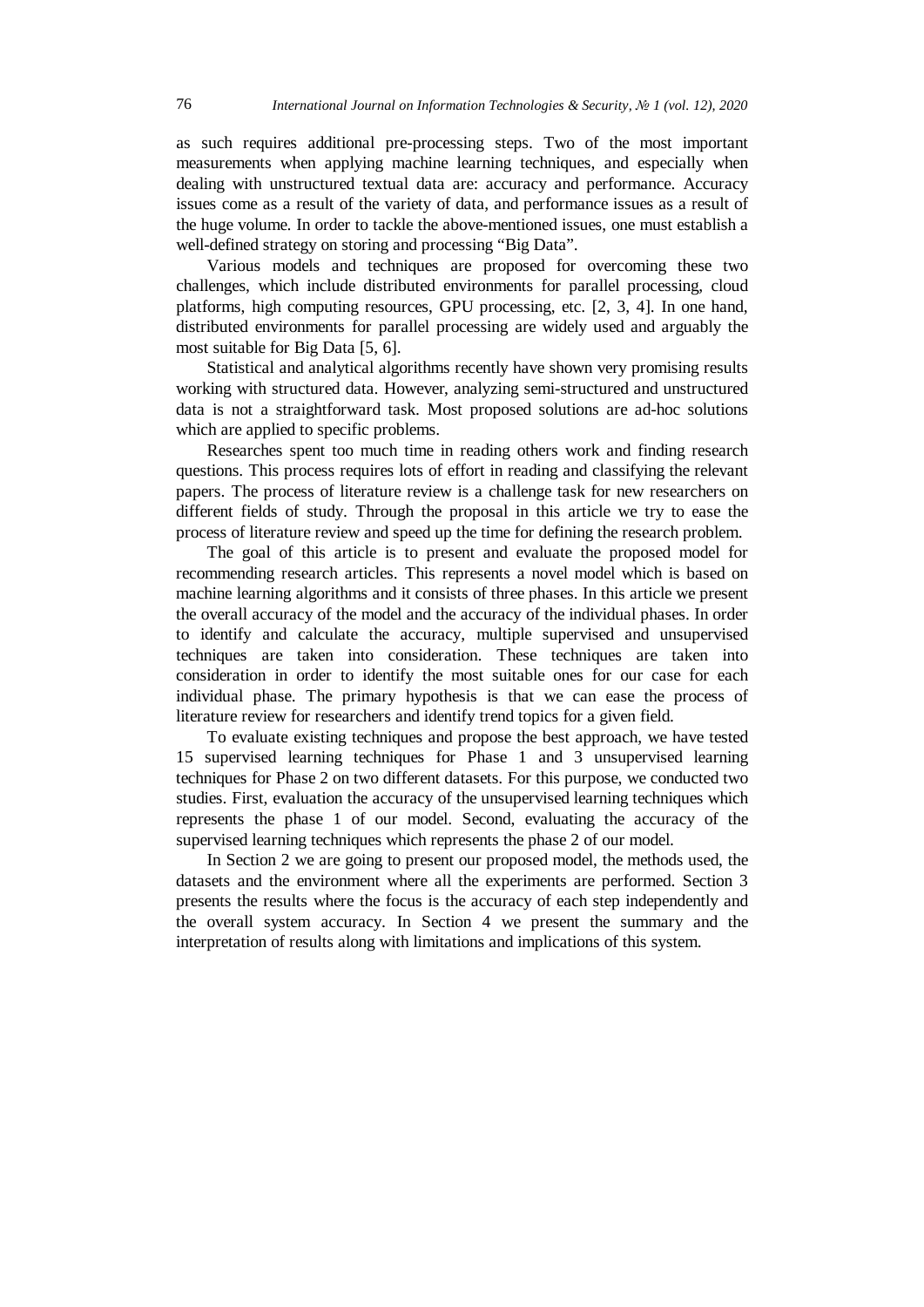as such requires additional pre-processing steps. Two of the most important measurements when applying machine learning techniques, and especially when dealing with unstructured textual data are: accuracy and performance. Accuracy issues come as a result of the variety of data, and performance issues as a result of the huge volume. In order to tackle the above-mentioned issues, one must establish a well-defined strategy on storing and processing "Big Data".

Various models and techniques are proposed for overcoming these two challenges, which include distributed environments for parallel processing, cloud platforms, high computing resources, GPU processing, etc. [2, 3, 4]. In one hand, distributed environments for parallel processing are widely used and arguably the most suitable for Big Data [5, 6].

Statistical and analytical algorithms recently have shown very promising results working with structured data. However, analyzing semi-structured and unstructured data is not a straightforward task. Most proposed solutions are ad-hoc solutions which are applied to specific problems.

Researches spent too much time in reading others work and finding research questions. This process requires lots of effort in reading and classifying the relevant papers. The process of literature review is a challenge task for new researchers on different fields of study. Through the proposal in this article we try to ease the process of literature review and speed up the time for defining the research problem.

The goal of this article is to present and evaluate the proposed model for recommending research articles. This represents a novel model which is based on machine learning algorithms and it consists of three phases. In this article we present the overall accuracy of the model and the accuracy of the individual phases. In order to identify and calculate the accuracy, multiple supervised and unsupervised techniques are taken into consideration. These techniques are taken into consideration in order to identify the most suitable ones for our case for each individual phase. The primary hypothesis is that we can ease the process of literature review for researchers and identify trend topics for a given field.

To evaluate existing techniques and propose the best approach, we have tested 15 supervised learning techniques for Phase 1 and 3 unsupervised learning techniques for Phase 2 on two different datasets. For this purpose, we conducted two studies. First, evaluation the accuracy of the unsupervised learning techniques which represents the phase 1 of our model. Second, evaluating the accuracy of the supervised learning techniques which represents the phase 2 of our model.

In Section 2 we are going to present our proposed model, the methods used, the datasets and the environment where all the experiments are performed. Section 3 presents the results where the focus is the accuracy of each step independently and the overall system accuracy. In Section 4 we present the summary and the interpretation of results along with limitations and implications of this system.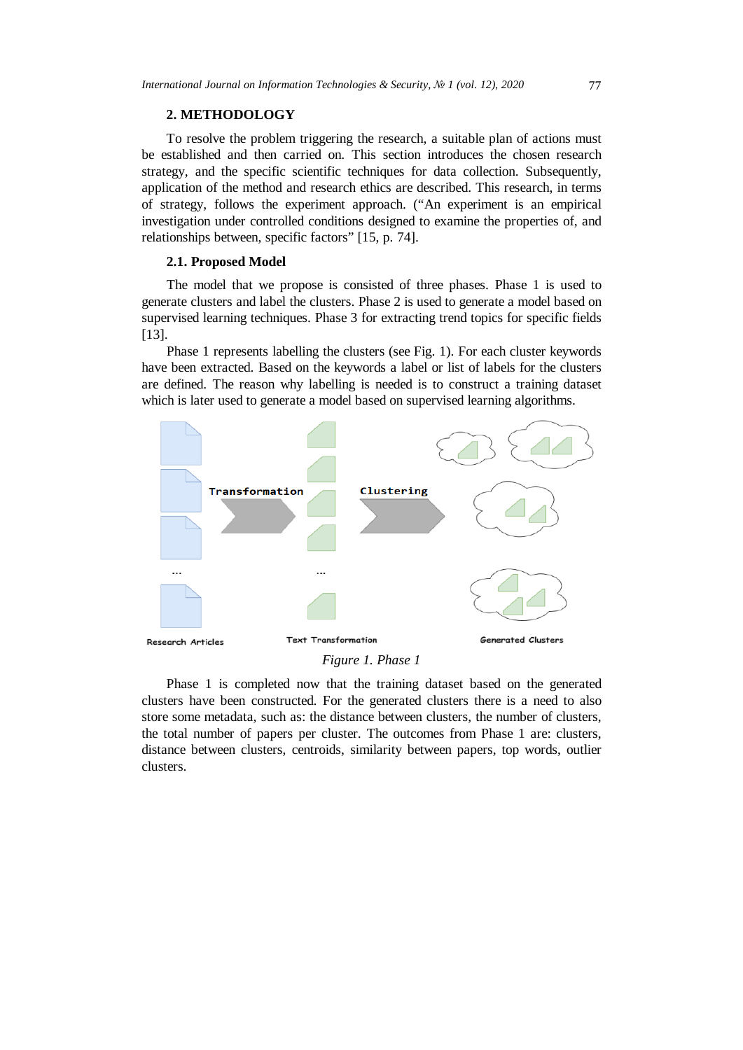## 2. METHODOLOGY

To resolve the problem triggering the research, a suitable plan of actions must be established and then carried on. This section introduces the chosen research strategy, and the specific scientific techniques for data collection. Subsequently, application of the method and research ethics are described. This research, in terms of strategy, follows the experiment approach. ("An experiment is an empirical investigation under controlled conditions designed to examine the properties of, and relationships between, specific factors" [15, p. 74].

### 2.1. Proposed Model

The model that we propose is consisted of three phases. Phase 1 is used to generate clusters and label the clusters. Phase 2 is used to generate a model based on supervised learning techniques. Phase 3 for extracting trend topics for specific fields [13].

Phase 1 represents labelling the clusters (see Fig. 1). For each cluster keywords have been extracted. Based on the keywords a label or list of labels for the clusters are defined. The reason why labelling is needed is to construct a training dataset which is later used to generate a model based on supervised learning algorithms.

Research Articles — Transformation — Text Transformation — Clustering — Generated Clusters

*Figure 1. Phase 1*

Phase 1 is completed now that the training dataset based on the generated clusters have been constructed. For the generated clusters there is a need to also store some metadata, such as: the distance between clusters, the number of clusters, the total number of papers per cluster. The outcomes from Phase 1 are: clusters, distance between clusters, centroids, similarity between papers, top words, outlier clusters.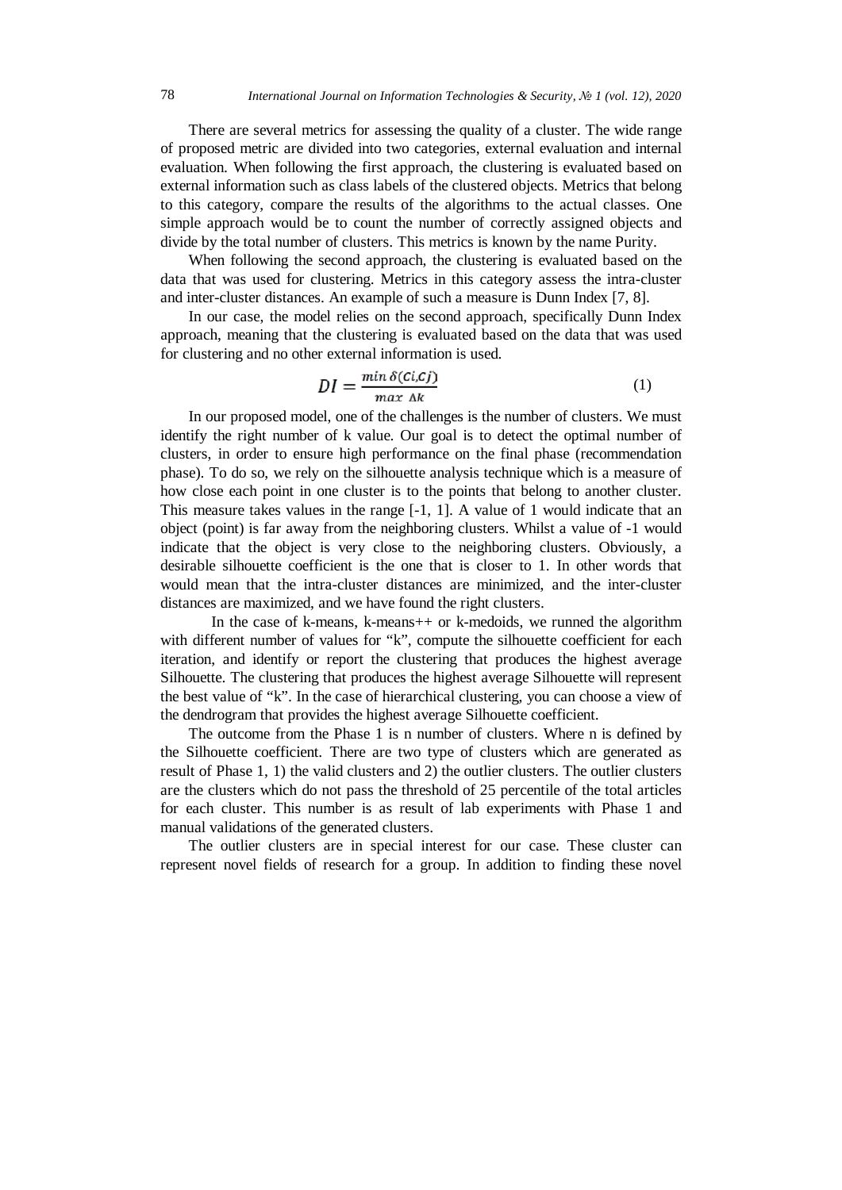There are several metrics for assessing the quality of a cluster. The wide range of proposed metric are divided into two categories, external evaluation and internal evaluation. When following the first approach, the clustering is evaluated based on external information such as class labels of the clustered objects. Metrics that belong to this category, compare the results of the algorithms to the actual classes. One simple approach would be to count the number of correctly assigned objects and divide by the total number of clusters. This metrics is known by the name Purity.

When following the second approach, the clustering is evaluated based on the data that was used for clustering. Metrics in this category assess the intra-cluster and inter-cluster distances. An example of such a measure is Dunn Index [7, 8].

In our case, the model relies on the second approach, specifically Dunn Index approach, meaning that the clustering is evaluated based on the data that was used for clustering and no other external information is used.

$$DI = \frac{\min \delta(Ci, Cj)}{\max\ \Delta k} \tag{1}$$

In our proposed model, one of the challenges is the number of clusters. We must identify the right number of k value. Our goal is to detect the optimal number of clusters, in order to ensure high performance on the final phase (recommendation phase). To do so, we rely on the silhouette analysis technique which is a measure of how close each point in one cluster is to the points that belong to another cluster. This measure takes values in the range [-1, 1]. A value of 1 would indicate that an object (point) is far away from the neighboring clusters. Whilst a value of -1 would indicate that the object is very close to the neighboring clusters. Obviously, a desirable silhouette coefficient is the one that is closer to 1. In other words that would mean that the intra-cluster distances are minimized, and the inter-cluster distances are maximized, and we have found the right clusters.

In the case of k-means, k-means++ or k-medoids, we runned the algorithm with different number of values for "k", compute the silhouette coefficient for each iteration, and identify or report the clustering that produces the highest average Silhouette. The clustering that produces the highest average Silhouette will represent the best value of "k". In the case of hierarchical clustering, you can choose a view of the dendrogram that provides the highest average Silhouette coefficient.

The outcome from the Phase 1 is n number of clusters. Where n is defined by the Silhouette coefficient. There are two type of clusters which are generated as result of Phase 1, 1) the valid clusters and 2) the outlier clusters. The outlier clusters are the clusters which do not pass the threshold of 25 percentile of the total articles for each cluster. This number is as result of lab experiments with Phase 1 and manual validations of the generated clusters.

The outlier clusters are in special interest for our case. These cluster can represent novel fields of research for a group. In addition to finding these novel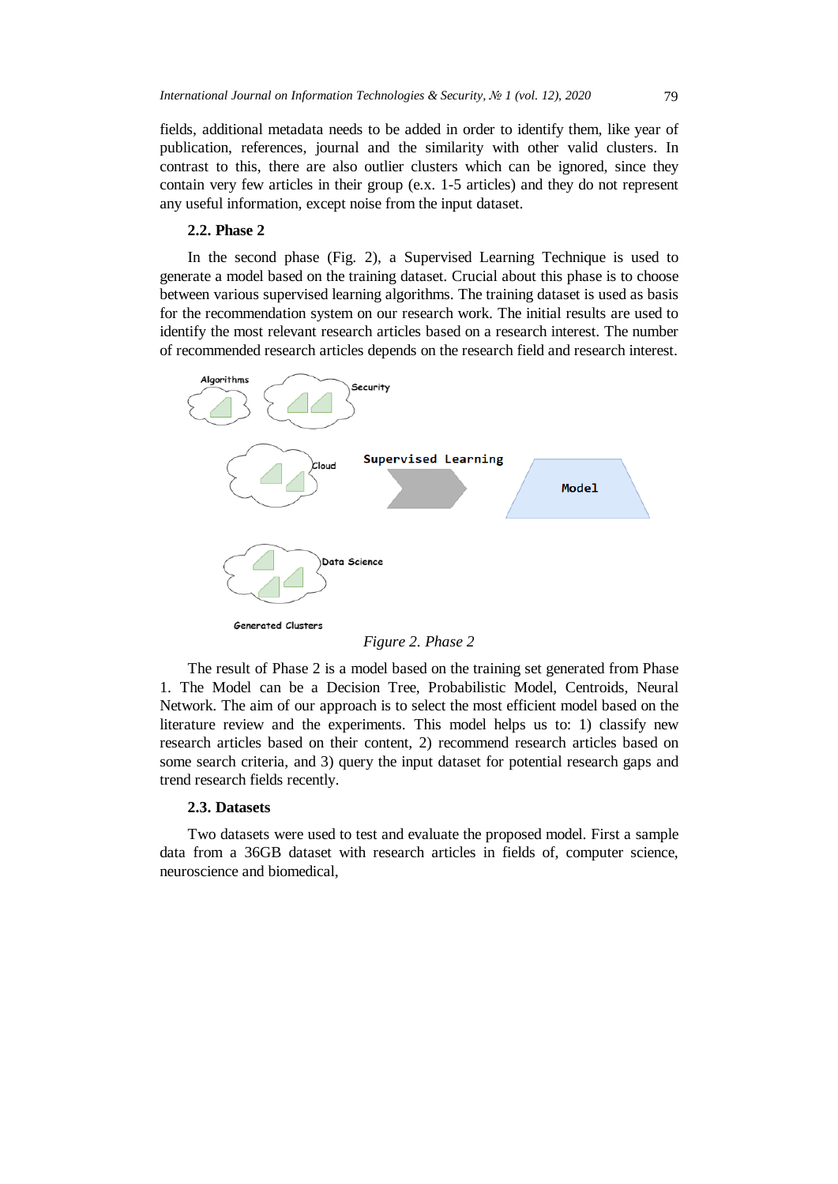fields, additional metadata needs to be added in order to identify them, like year of publication, references, journal and the similarity with other valid clusters. In contrast to this, there are also outlier clusters which can be ignored, since they contain very few articles in their group (e.x. 1-5 articles) and they do not represent any useful information, except noise from the input dataset.

### 2.2. Phase 2

In the second phase (Fig. 2), a Supervised Learning Technique is used to generate a model based on the training dataset. Crucial about this phase is to choose between various supervised learning algorithms. The training dataset is used as basis for the recommendation system on our research work. The initial results are used to identify the most relevant research articles based on a research interest. The number of recommended research articles depends on the research field and research interest.

*Figure 2. Phase 2*

The result of Phase 2 is a model based on the training set generated from Phase 1. The Model can be a Decision Tree, Probabilistic Model, Centroids, Neural Network. The aim of our approach is to select the most efficient model based on the literature review and the experiments. This model helps us to: 1) classify new research articles based on their content, 2) recommend research articles based on some search criteria, and 3) query the input dataset for potential research gaps and trend research fields recently.

### 2.3. Datasets

Two datasets were used to test and evaluate the proposed model. First a sample data from a 36GB dataset with research articles in fields of, computer science, neuroscience and biomedical,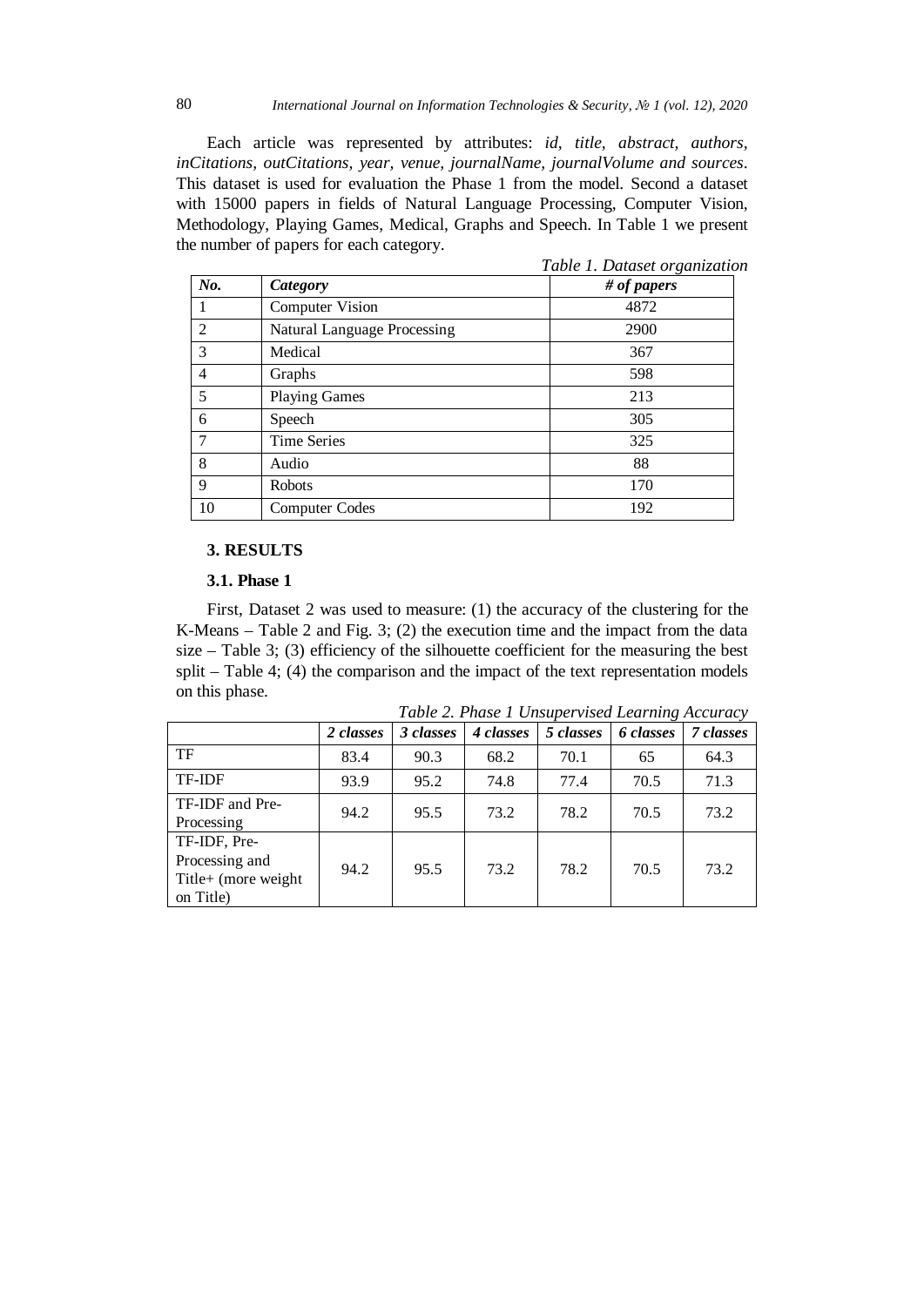Each article was represented by attributes: *id, title, abstract, authors, inCitations, outCitations, year, venue, journalName, journalVolume and sources*. This dataset is used for evaluation the Phase 1 from the model. Second a dataset with 15000 papers in fields of Natural Language Processing, Computer Vision, Methodology, Playing Games, Medical, Graphs and Speech. In Table 1 we present the number of papers for each category.

*Table 1. Dataset organization*

| *No.* | *Category* | *# of papers* |
|---|---|---|
| 1 | Computer Vision | 4872 |
| 2 | Natural Language Processing | 2900 |
| 3 | Medical | 367 |
| 4 | Graphs | 598 |
| 5 | Playing Games | 213 |
| 6 | Speech | 305 |
| 7 | Time Series | 325 |
| 8 | Audio | 88 |
| 9 | Robots | 170 |
| 10 | Computer Codes | 192 |

## 3. RESULTS

### 3.1. Phase 1

First, Dataset 2 was used to measure: (1) the accuracy of the clustering for the K-Means – Table 2 and Fig. 3; (2) the execution time and the impact from the data size – Table 3; (3) efficiency of the silhouette coefficient for the measuring the best split – Table 4; (4) the comparison and the impact of the text representation models on this phase.

*Table 2. Phase 1 Unsupervised Learning Accuracy*

| | *2 classes* | *3 classes* | *4 classes* | *5 classes* | *6 classes* | *7 classes* |
|---|---|---|---|---|---|---|
| TF | 83.4 | 90.3 | 68.2 | 70.1 | 65 | 64.3 |
| TF-IDF | 93.9 | 95.2 | 74.8 | 77.4 | 70.5 | 71.3 |
| TF-IDF and Pre-Processing | 94.2 | 95.5 | 73.2 | 78.2 | 70.5 | 73.2 |
| TF-IDF, Pre-Processing and Title+ (more weight on Title) | 94.2 | 95.5 | 73.2 | 78.2 | 70.5 | 73.2 |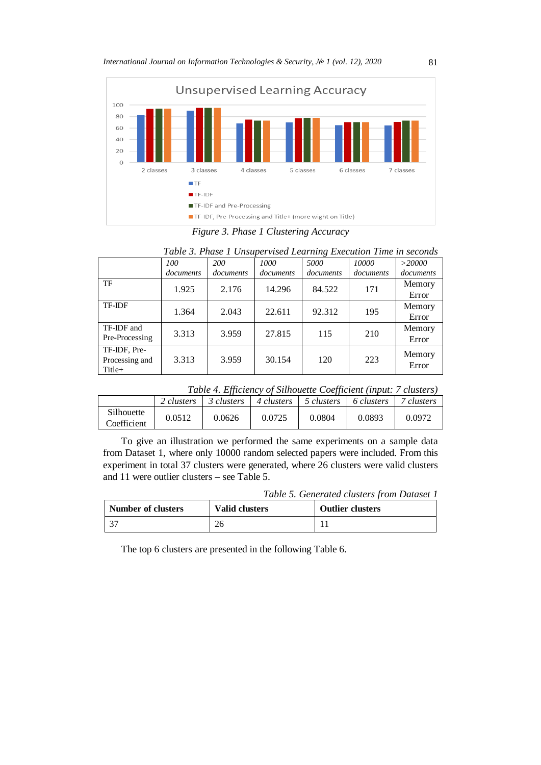Figure 3. Phase 1 Clustering Accuracy

*Table 3. Phase 1 Unsupervised Learning Execution Time in seconds*

| | *100 documents* | *200 documents* | *1000 documents* | *5000 documents* | *10000 documents* | *>20000 documents* |
|---|---|---|---|---|---|---|
| TF | 1.925 | 2.176 | 14.296 | 84.522 | 171 | Memory Error |
| TF-IDF | 1.364 | 2.043 | 22.611 | 92.312 | 195 | Memory Error |
| TF-IDF and Pre-Processing | 3.313 | 3.959 | 27.815 | 115 | 210 | Memory Error |
| TF-IDF, Pre-Processing and Title+ | 3.313 | 3.959 | 30.154 | 120 | 223 | Memory Error |

*Table 4. Efficiency of Silhouette Coefficient (input: 7 clusters)*

| | *2 clusters* | *3 clusters* | *4 clusters* | *5 clusters* | *6 clusters* | *7 clusters* |
|---|---|---|---|---|---|---|
| Silhouette Coefficient | 0.0512 | 0.0626 | 0.0725 | 0.0804 | 0.0893 | 0.0972 |

To give an illustration we performed the same experiments on a sample data from Dataset 1, where only 10000 random selected papers were included. From this experiment in total 37 clusters were generated, where 26 clusters were valid clusters and 11 were outlier clusters – see Table 5.

*Table 5. Generated clusters from Dataset 1*

| **Number of clusters** | **Valid clusters** | **Outlier clusters** |
|---|---|---|
| 37 | 26 | 11 |

The top 6 clusters are presented in the following Table 6.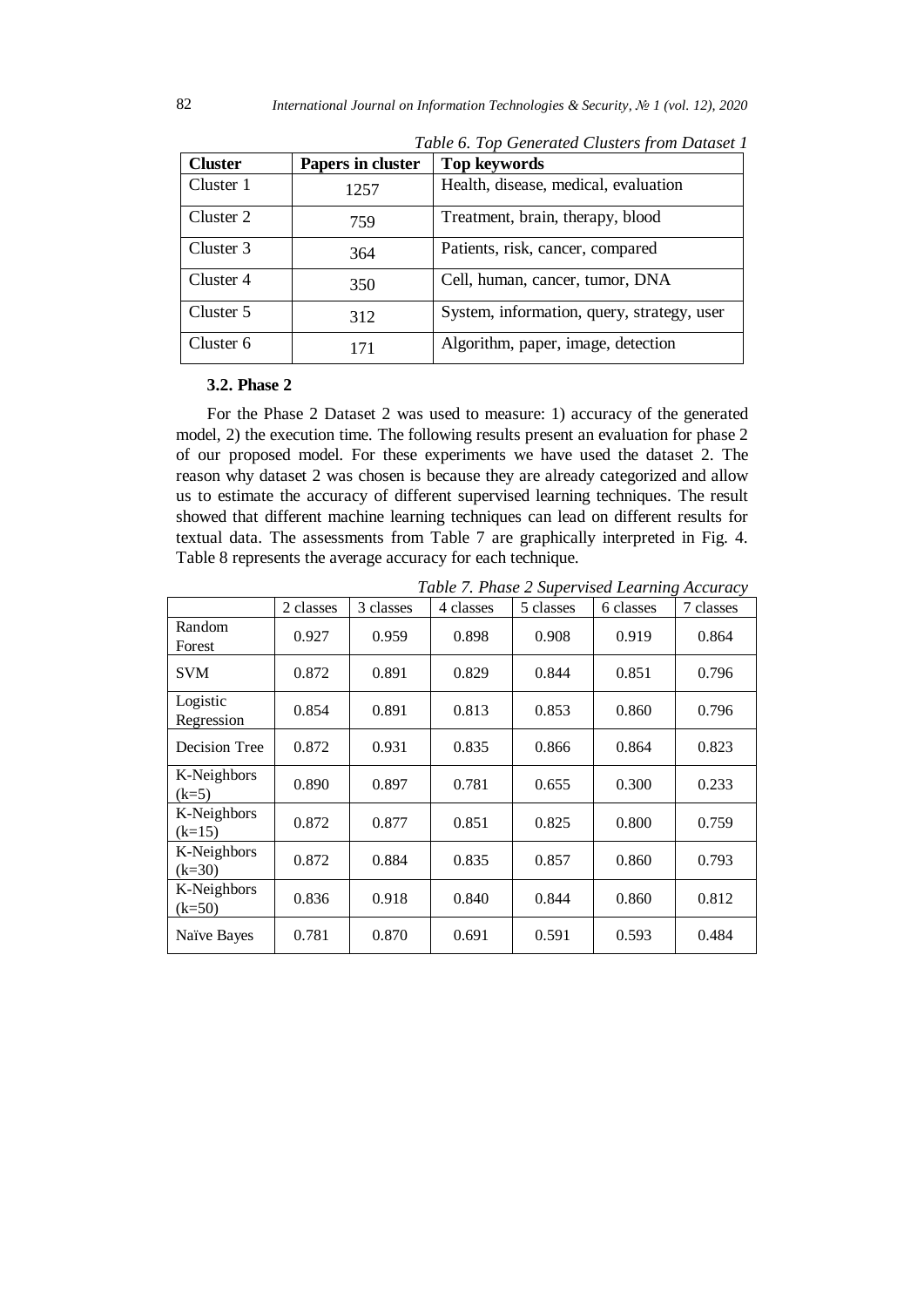*Table 6. Top Generated Clusters from Dataset 1*

| Cluster | Papers in cluster | Top keywords |
|---|---|---|
| Cluster 1 | 1257 | Health, disease, medical, evaluation |
| Cluster 2 | 759 | Treatment, brain, therapy, blood |
| Cluster 3 | 364 | Patients, risk, cancer, compared |
| Cluster 4 | 350 | Cell, human, cancer, tumor, DNA |
| Cluster 5 | 312 | System, information, query, strategy, user |
| Cluster 6 | 171 | Algorithm, paper, image, detection |

### 3.2. Phase 2

For the Phase 2 Dataset 2 was used to measure: 1) accuracy of the generated model, 2) the execution time. The following results present an evaluation for phase 2 of our proposed model. For these experiments we have used the dataset 2. The reason why dataset 2 was chosen is because they are already categorized and allow us to estimate the accuracy of different supervised learning techniques. The result showed that different machine learning techniques can lead on different results for textual data. The assessments from Table 7 are graphically interpreted in Fig. 4. Table 8 represents the average accuracy for each technique.

*Table 7. Phase 2 Supervised Learning Accuracy*

| | 2 classes | 3 classes | 4 classes | 5 classes | 6 classes | 7 classes |
|---|---|---|---|---|---|---|
| Random Forest | 0.927 | 0.959 | 0.898 | 0.908 | 0.919 | 0.864 |
| SVM | 0.872 | 0.891 | 0.829 | 0.844 | 0.851 | 0.796 |
| Logistic Regression | 0.854 | 0.891 | 0.813 | 0.853 | 0.860 | 0.796 |
| Decision Tree | 0.872 | 0.931 | 0.835 | 0.866 | 0.864 | 0.823 |
| K-Neighbors (k=5) | 0.890 | 0.897 | 0.781 | 0.655 | 0.300 | 0.233 |
| K-Neighbors (k=15) | 0.872 | 0.877 | 0.851 | 0.825 | 0.800 | 0.759 |
| K-Neighbors (k=30) | 0.872 | 0.884 | 0.835 | 0.857 | 0.860 | 0.793 |
| K-Neighbors (k=50) | 0.836 | 0.918 | 0.840 | 0.844 | 0.860 | 0.812 |
| Naïve Bayes | 0.781 | 0.870 | 0.691 | 0.591 | 0.593 | 0.484 |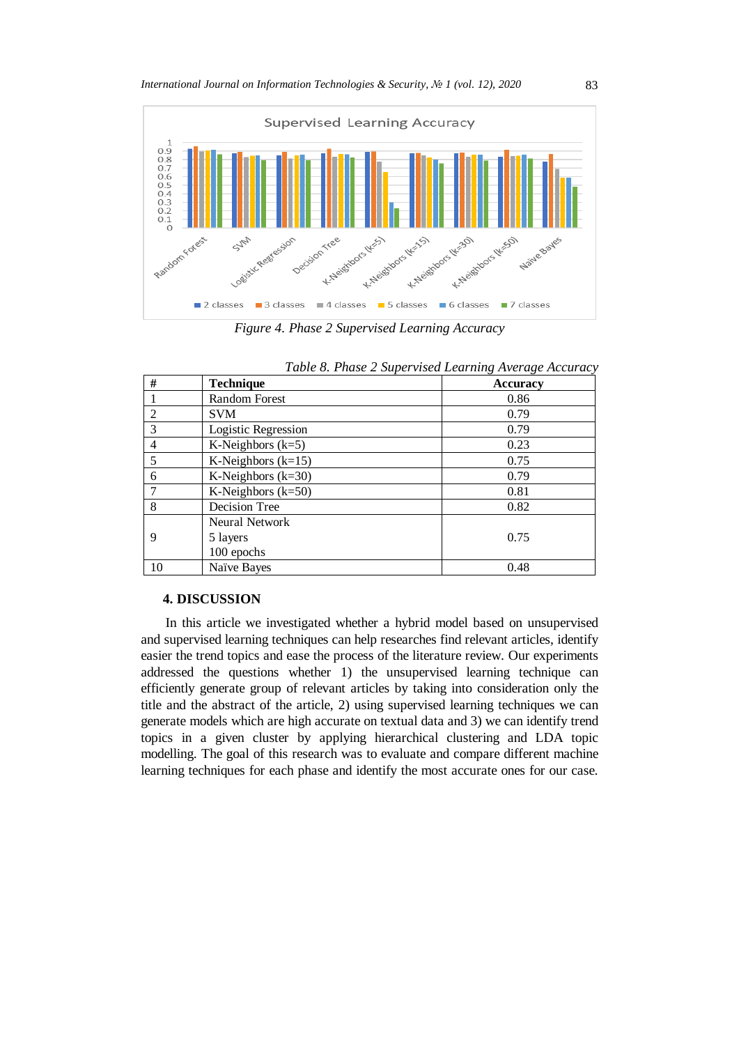*Figure 4. Phase 2 Supervised Learning Accuracy*

*Table 8. Phase 2 Supervised Learning Average Accuracy*

| # | Technique | Accuracy |
|---|---|---|
| 1 | Random Forest | 0.86 |
| 2 | SVM | 0.79 |
| 3 | Logistic Regression | 0.79 |
| 4 | K-Neighbors (k=5) | 0.23 |
| 5 | K-Neighbors (k=15) | 0.75 |
| 6 | K-Neighbors (k=30) | 0.79 |
| 7 | K-Neighbors (k=50) | 0.81 |
| 8 | Decision Tree | 0.82 |
| 9 | Neural Network<br>5 layers<br>100 epochs | 0.75 |
| 10 | Naïve Bayes | 0.48 |

## 4. DISCUSSION

In this article we investigated whether a hybrid model based on unsupervised and supervised learning techniques can help researches find relevant articles, identify easier the trend topics and ease the process of the literature review. Our experiments addressed the questions whether 1) the unsupervised learning technique can efficiently generate group of relevant articles by taking into consideration only the title and the abstract of the article, 2) using supervised learning techniques we can generate models which are high accurate on textual data and 3) we can identify trend topics in a given cluster by applying hierarchical clustering and LDA topic modelling. The goal of this research was to evaluate and compare different machine learning techniques for each phase and identify the most accurate ones for our case.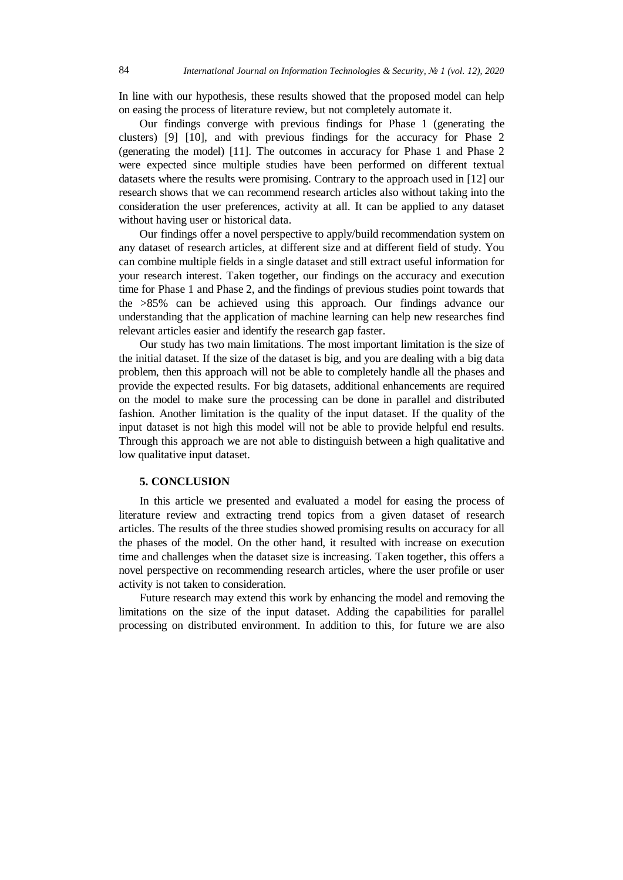In line with our hypothesis, these results showed that the proposed model can help on easing the process of literature review, but not completely automate it.

Our findings converge with previous findings for Phase 1 (generating the clusters) [9] [10], and with previous findings for the accuracy for Phase 2 (generating the model) [11]. The outcomes in accuracy for Phase 1 and Phase 2 were expected since multiple studies have been performed on different textual datasets where the results were promising. Contrary to the approach used in [12] our research shows that we can recommend research articles also without taking into the consideration the user preferences, activity at all. It can be applied to any dataset without having user or historical data.

Our findings offer a novel perspective to apply/build recommendation system on any dataset of research articles, at different size and at different field of study. You can combine multiple fields in a single dataset and still extract useful information for your research interest. Taken together, our findings on the accuracy and execution time for Phase 1 and Phase 2, and the findings of previous studies point towards that the >85% can be achieved using this approach. Our findings advance our understanding that the application of machine learning can help new researches find relevant articles easier and identify the research gap faster.

Our study has two main limitations. The most important limitation is the size of the initial dataset. If the size of the dataset is big, and you are dealing with a big data problem, then this approach will not be able to completely handle all the phases and provide the expected results. For big datasets, additional enhancements are required on the model to make sure the processing can be done in parallel and distributed fashion. Another limitation is the quality of the input dataset. If the quality of the input dataset is not high this model will not be able to provide helpful end results. Through this approach we are not able to distinguish between a high qualitative and low qualitative input dataset.

## 5. CONCLUSION

In this article we presented and evaluated a model for easing the process of literature review and extracting trend topics from a given dataset of research articles. The results of the three studies showed promising results on accuracy for all the phases of the model. On the other hand, it resulted with increase on execution time and challenges when the dataset size is increasing. Taken together, this offers a novel perspective on recommending research articles, where the user profile or user activity is not taken to consideration.

Future research may extend this work by enhancing the model and removing the limitations on the size of the input dataset. Adding the capabilities for parallel processing on distributed environment. In addition to this, for future we are also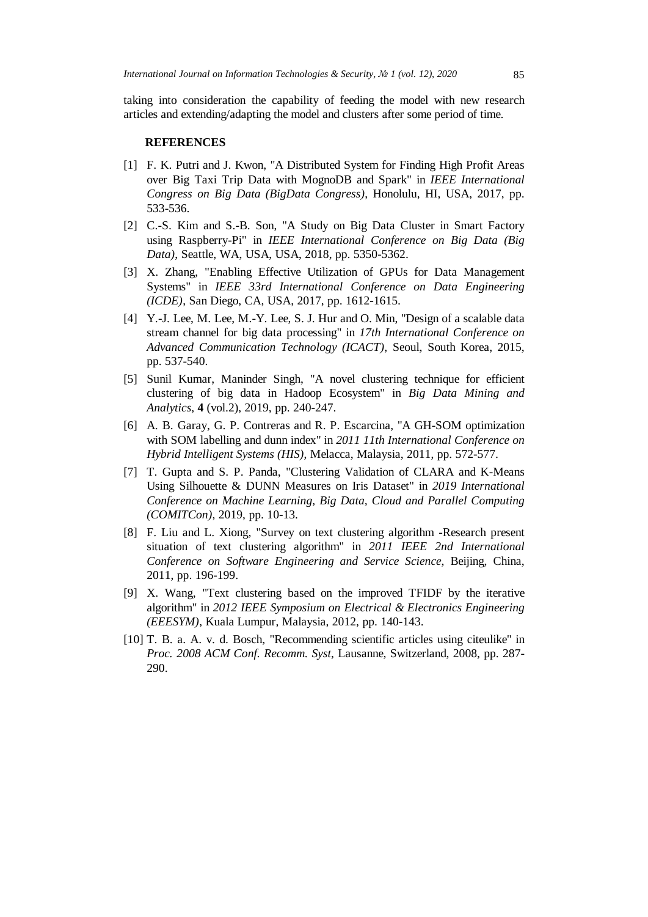taking into consideration the capability of feeding the model with new research articles and extending/adapting the model and clusters after some period of time.

## REFERENCES

[1] F. K. Putri and J. Kwon, "A Distributed System for Finding High Profit Areas over Big Taxi Trip Data with MognoDB and Spark" in *IEEE International Congress on Big Data (BigData Congress)*, Honolulu, HI, USA, 2017, pp. 533-536.

[2] C.-S. Kim and S.-B. Son, "A Study on Big Data Cluster in Smart Factory using Raspberry-Pi" in *IEEE International Conference on Big Data (Big Data)*, Seattle, WA, USA, USA, 2018, pp. 5350-5362.

[3] X. Zhang, "Enabling Effective Utilization of GPUs for Data Management Systems" in *IEEE 33rd International Conference on Data Engineering (ICDE)*, San Diego, CA, USA, 2017, pp. 1612-1615.

[4] Y.-J. Lee, M. Lee, M.-Y. Lee, S. J. Hur and O. Min, "Design of a scalable data stream channel for big data processing" in *17th International Conference on Advanced Communication Technology (ICACT)*, Seoul, South Korea, 2015, pp. 537-540.

[5] Sunil Kumar, Maninder Singh, "A novel clustering technique for efficient clustering of big data in Hadoop Ecosystem" in *Big Data Mining and Analytics*, **4** (vol.2), 2019, pp. 240-247.

[6] A. B. Garay, G. P. Contreras and R. P. Escarcina, "A GH-SOM optimization with SOM labelling and dunn index" in *2011 11th International Conference on Hybrid Intelligent Systems (HIS)*, Melacca, Malaysia, 2011, pp. 572-577.

[7] T. Gupta and S. P. Panda, "Clustering Validation of CLARA and K-Means Using Silhouette & DUNN Measures on Iris Dataset" in *2019 International Conference on Machine Learning, Big Data, Cloud and Parallel Computing (COMITCon)*, 2019, pp. 10-13.

[8] F. Liu and L. Xiong, "Survey on text clustering algorithm -Research present situation of text clustering algorithm" in *2011 IEEE 2nd International Conference on Software Engineering and Service Science*, Beijing, China, 2011, pp. 196-199.

[9] X. Wang, "Text clustering based on the improved TFIDF by the iterative algorithm" in *2012 IEEE Symposium on Electrical & Electronics Engineering (EEESYM)*, Kuala Lumpur, Malaysia, 2012, pp. 140-143.

[10] T. B. a. A. v. d. Bosch, "Recommending scientific articles using citeulike" in *Proc. 2008 ACM Conf. Recomm. Syst*, Lausanne, Switzerland, 2008, pp. 287-290.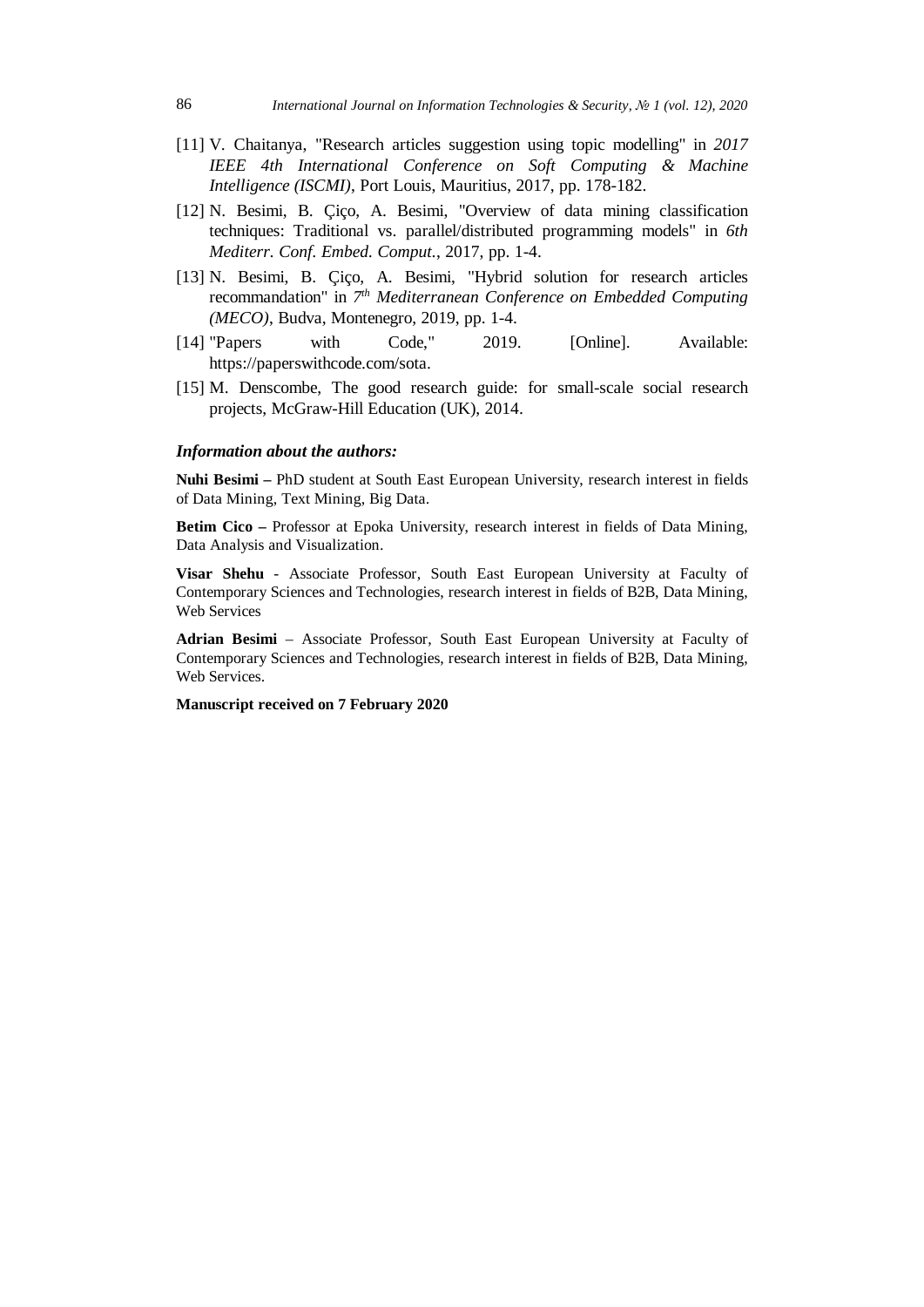[11] V. Chaitanya, "Research articles suggestion using topic modelling" in *2017 IEEE 4th International Conference on Soft Computing & Machine Intelligence (ISCMI)*, Port Louis, Mauritius, 2017, pp. 178-182.

[12] N. Besimi, B. Çiço, A. Besimi, "Overview of data mining classification techniques: Traditional vs. parallel/distributed programming models" in *6th Mediterr. Conf. Embed. Comput.*, 2017, pp. 1-4.

[13] N. Besimi, B. Çiço, A. Besimi, "Hybrid solution for research articles recommandation" in *7th Mediterranean Conference on Embedded Computing (MECO)*, Budva, Montenegro, 2019, pp. 1-4.

[14] "Papers with Code," 2019. [Online]. Available: https://paperswithcode.com/sota.

[15] M. Denscombe, The good research guide: for small-scale social research projects, McGraw-Hill Education (UK), 2014.

***Information about the authors:***

**Nuhi Besimi –** PhD student at South East European University, research interest in fields of Data Mining, Text Mining, Big Data.

**Betim Cico –** Professor at Epoka University, research interest in fields of Data Mining, Data Analysis and Visualization.

**Visar Shehu** - Associate Professor, South East European University at Faculty of Contemporary Sciences and Technologies, research interest in fields of B2B, Data Mining, Web Services

**Adrian Besimi** – Associate Professor, South East European University at Faculty of Contemporary Sciences and Technologies, research interest in fields of B2B, Data Mining, Web Services.

**Manuscript received on 7 February 2020**